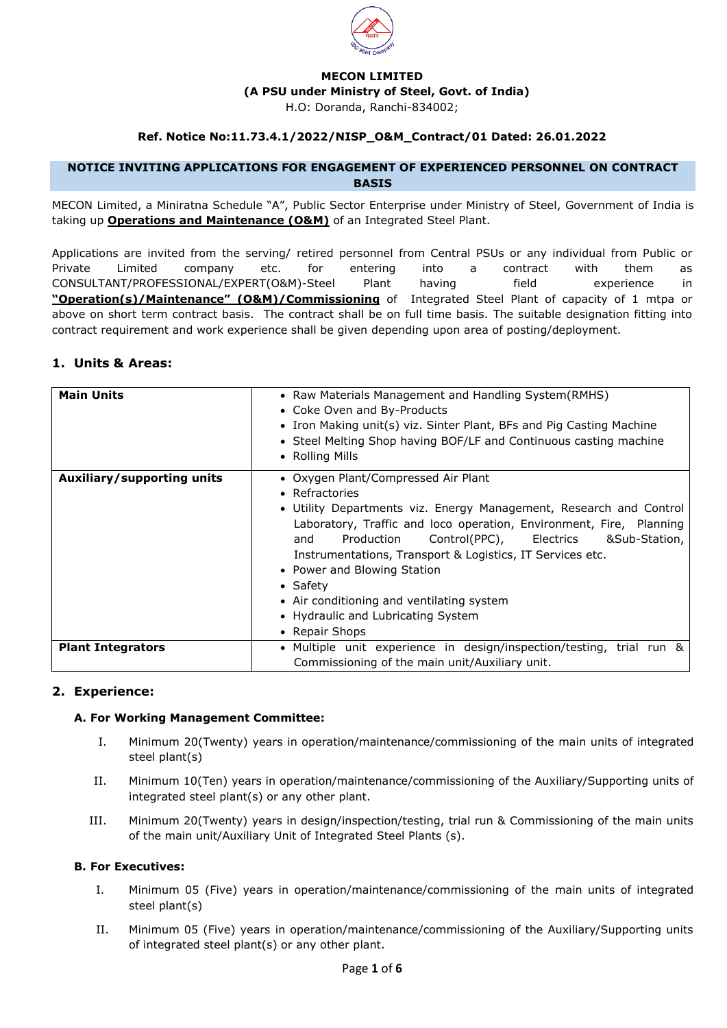**MECON LIMITED**
**(A PSU under Ministry of Steel, Govt. of India)**
H.O: Doranda, Ranchi-834002;

**Ref. Notice No:11.73.4.1/2022/NISP_O&M_Contract/01 Dated: 26.01.2022**

## NOTICE INVITING APPLICATIONS FOR ENGAGEMENT OF EXPERIENCED PERSONNEL ON CONTRACT BASIS

MECON Limited, a Miniratna Schedule "A", Public Sector Enterprise under Ministry of Steel, Government of India is taking up **Operations and Maintenance (O&M)** of an Integrated Steel Plant.

Applications are invited from the serving/ retired personnel from Central PSUs or any individual from Public or Private Limited company etc. for entering into a contract with them as CONSULTANT/PROFESSIONAL/EXPERT(O&M)-Steel Plant having field experience in **"Operation(s)/Maintenance" (O&M)/Commissioning** of Integrated Steel Plant of capacity of 1 mtpa or above on short term contract basis. The contract shall be on full time basis. The suitable designation fitting into contract requirement and work experience shall be given depending upon area of posting/deployment.

## 1. Units & Areas:

| **Main Units** | • Raw Materials Management and Handling System(RMHS)<br>• Coke Oven and By-Products<br>• Iron Making unit(s) viz. Sinter Plant, BFs and Pig Casting Machine<br>• Steel Melting Shop having BOF/LF and Continuous casting machine<br>• Rolling Mills |
|---|---|
| **Auxiliary/supporting units** | • Oxygen Plant/Compressed Air Plant<br>• Refractories<br>• Utility Departments viz. Energy Management, Research and Control Laboratory, Traffic and loco operation, Environment, Fire, Planning and Production Control(PPC), Electrics &Sub-Station, Instrumentations, Transport & Logistics, IT Services etc.<br>• Power and Blowing Station<br>• Safety<br>• Air conditioning and ventilating system<br>• Hydraulic and Lubricating System<br>• Repair Shops |
| **Plant Integrators** | • Multiple unit experience in design/inspection/testing, trial run & Commissioning of the main unit/Auxiliary unit. |

## 2. Experience:

### A. For Working Management Committee:

I. Minimum 20(Twenty) years in operation/maintenance/commissioning of the main units of integrated steel plant(s)

II. Minimum 10(Ten) years in operation/maintenance/commissioning of the Auxiliary/Supporting units of integrated steel plant(s) or any other plant.

III. Minimum 20(Twenty) years in design/inspection/testing, trial run & Commissioning of the main units of the main unit/Auxiliary Unit of Integrated Steel Plants (s).

### B. For Executives:

I. Minimum 05 (Five) years in operation/maintenance/commissioning of the main units of integrated steel plant(s)

II. Minimum 05 (Five) years in operation/maintenance/commissioning of the Auxiliary/Supporting units of integrated steel plant(s) or any other plant.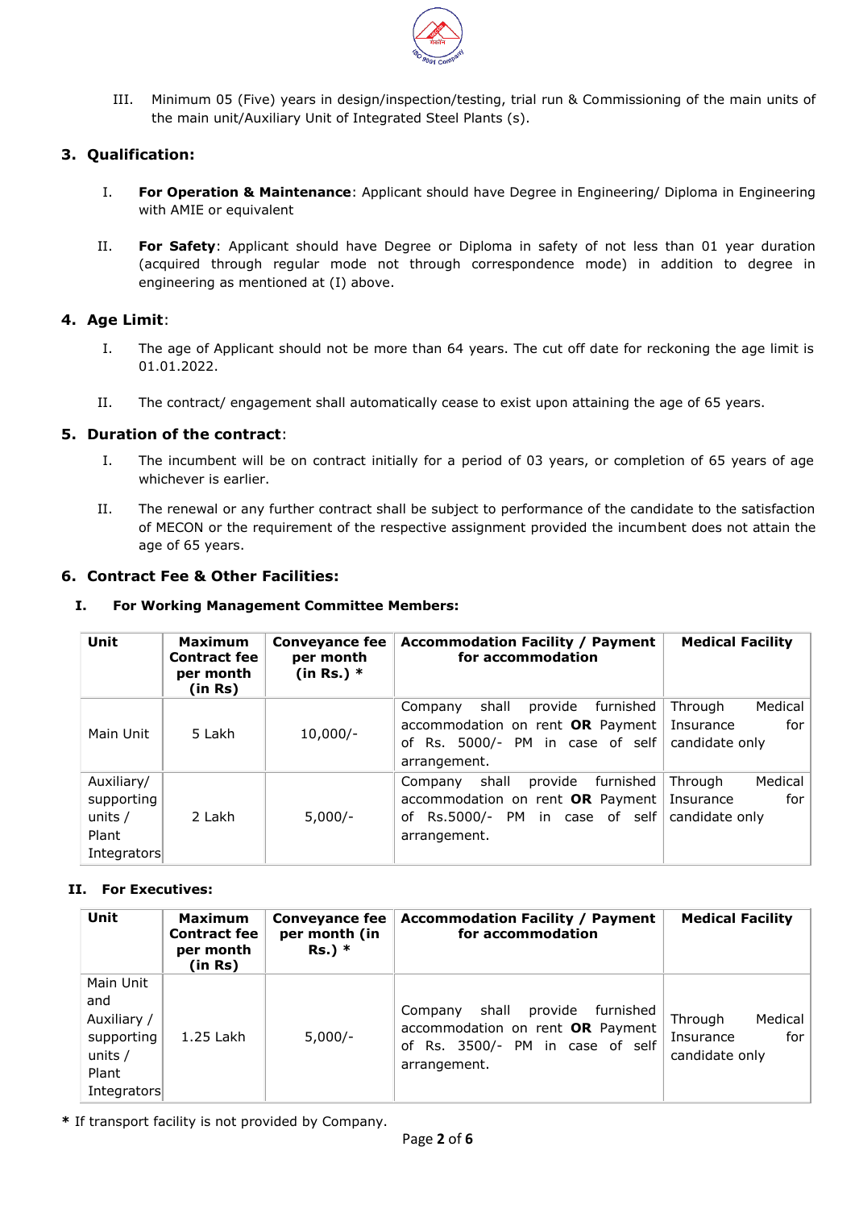III. Minimum 05 (Five) years in design/inspection/testing, trial run & Commissioning of the main units of the main unit/Auxiliary Unit of Integrated Steel Plants (s).

## 3. Qualification:

I. **For Operation & Maintenance**: Applicant should have Degree in Engineering/ Diploma in Engineering with AMIE or equivalent

II. **For Safety**: Applicant should have Degree or Diploma in safety of not less than 01 year duration (acquired through regular mode not through correspondence mode) in addition to degree in engineering as mentioned at (I) above.

## 4. Age Limit:

I. The age of Applicant should not be more than 64 years. The cut off date for reckoning the age limit is 01.01.2022.

II. The contract/ engagement shall automatically cease to exist upon attaining the age of 65 years.

## 5. Duration of the contract:

I. The incumbent will be on contract initially for a period of 03 years, or completion of 65 years of age whichever is earlier.

II. The renewal or any further contract shall be subject to performance of the candidate to the satisfaction of MECON or the requirement of the respective assignment provided the incumbent does not attain the age of 65 years.

## 6. Contract Fee & Other Facilities:

### I. For Working Management Committee Members:

| Unit | Maximum Contract fee per month (in Rs) | Conveyance fee per month (in Rs.) * | Accommodation Facility / Payment for accommodation | Medical Facility |
|---|---|---|---|---|
| Main Unit | 5 Lakh | 10,000/- | Company shall provide furnished accommodation on rent **OR** Payment of Rs. 5000/- PM in case of self arrangement. | Through Medical Insurance for candidate only |
| Auxiliary/ supporting units / Plant Integrators | 2 Lakh | 5,000/- | Company shall provide furnished accommodation on rent **OR** Payment of Rs.5000/- PM in case of self arrangement. | Through Medical Insurance for candidate only |

### II. For Executives:

| Unit | Maximum Contract fee per month (in Rs) | Conveyance fee per month (in Rs.) * | Accommodation Facility / Payment for accommodation | Medical Facility |
|---|---|---|---|---|
| Main Unit and Auxiliary / supporting units / Plant Integrators | 1.25 Lakh | 5,000/- | Company shall provide furnished accommodation on rent **OR** Payment of Rs. 3500/- PM in case of self arrangement. | Through Medical Insurance for candidate only |

**\*** If transport facility is not provided by Company.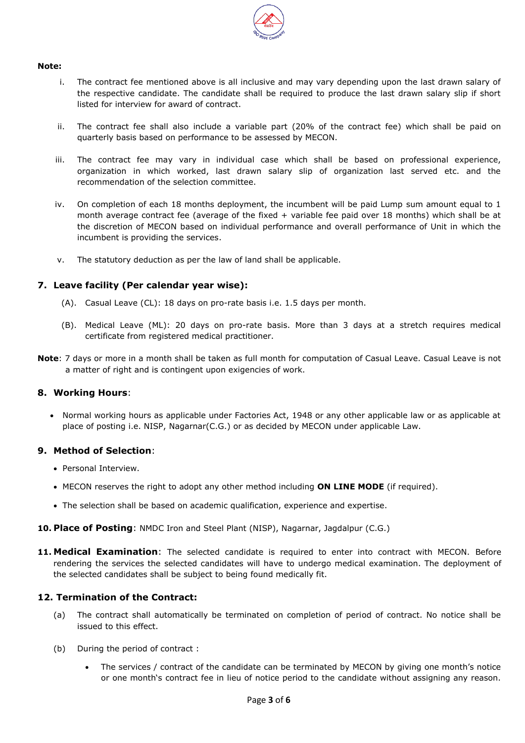**Note:**

i. The contract fee mentioned above is all inclusive and may vary depending upon the last drawn salary of the respective candidate. The candidate shall be required to produce the last drawn salary slip if short listed for interview for award of contract.

ii. The contract fee shall also include a variable part (20% of the contract fee) which shall be paid on quarterly basis based on performance to be assessed by MECON.

iii. The contract fee may vary in individual case which shall be based on professional experience, organization in which worked, last drawn salary slip of organization last served etc. and the recommendation of the selection committee.

iv. On completion of each 18 months deployment, the incumbent will be paid Lump sum amount equal to 1 month average contract fee (average of the fixed + variable fee paid over 18 months) which shall be at the discretion of MECON based on individual performance and overall performance of Unit in which the incumbent is providing the services.

v. The statutory deduction as per the law of land shall be applicable.

## 7. Leave facility (Per calendar year wise):

(A). Casual Leave (CL): 18 days on pro-rate basis i.e. 1.5 days per month.

(B). Medical Leave (ML): 20 days on pro-rate basis. More than 3 days at a stretch requires medical certificate from registered medical practitioner.

**Note**: 7 days or more in a month shall be taken as full month for computation of Casual Leave. Casual Leave is not a matter of right and is contingent upon exigencies of work.

## 8. Working Hours:

- Normal working hours as applicable under Factories Act, 1948 or any other applicable law or as applicable at place of posting i.e. NISP, Nagarnar(C.G.) or as decided by MECON under applicable Law.

## 9. Method of Selection:

- Personal Interview.
- MECON reserves the right to adopt any other method including **ON LINE MODE** (if required).
- The selection shall be based on academic qualification, experience and expertise.

**10. Place of Posting**: NMDC Iron and Steel Plant (NISP), Nagarnar, Jagdalpur (C.G.)

**11. Medical Examination**: The selected candidate is required to enter into contract with MECON. Before rendering the services the selected candidates will have to undergo medical examination. The deployment of the selected candidates shall be subject to being found medically fit.

## 12. Termination of the Contract:

(a) The contract shall automatically be terminated on completion of period of contract. No notice shall be issued to this effect.

(b) During the period of contract :

- The services / contract of the candidate can be terminated by MECON by giving one month's notice or one month's contract fee in lieu of notice period to the candidate without assigning any reason.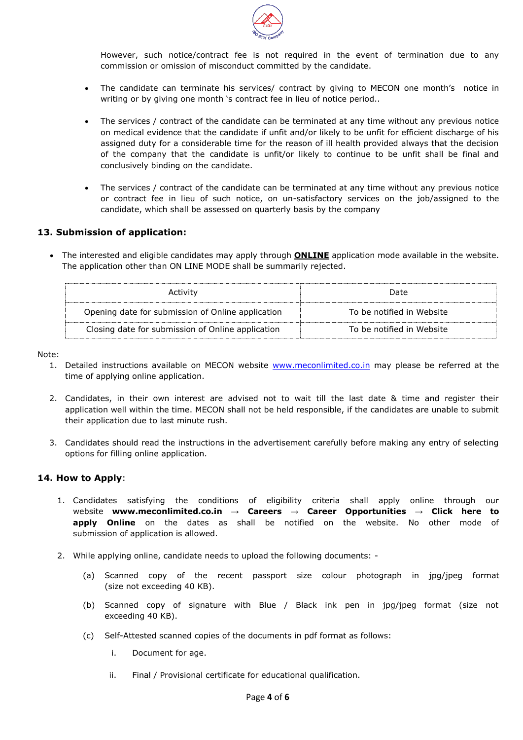However, such notice/contract fee is not required in the event of termination due to any commission or omission of misconduct committed by the candidate.

- The candidate can terminate his services/ contract by giving to MECON one month's notice in writing or by giving one month 's contract fee in lieu of notice period..

- The services / contract of the candidate can be terminated at any time without any previous notice on medical evidence that the candidate if unfit and/or likely to be unfit for efficient discharge of his assigned duty for a considerable time for the reason of ill health provided always that the decision of the company that the candidate is unfit/or likely to continue to be unfit shall be final and conclusively binding on the candidate.

- The services / contract of the candidate can be terminated at any time without any previous notice or contract fee in lieu of such notice, on un-satisfactory services on the job/assigned to the candidate, which shall be assessed on quarterly basis by the company

### 13. Submission of application:

- The interested and eligible candidates may apply through **ONLINE** application mode available in the website. The application other than ON LINE MODE shall be summarily rejected.

| Activity | Date |
|---|---|
| Opening date for submission of Online application | To be notified in Website |
| Closing date for submission of Online application | To be notified in Website |

Note:

1. Detailed instructions available on MECON website www.meconlimited.co.in may please be referred at the time of applying online application.

2. Candidates, in their own interest are advised not to wait till the last date & time and register their application well within the time. MECON shall not be held responsible, if the candidates are unable to submit their application due to last minute rush.

3. Candidates should read the instructions in the advertisement carefully before making any entry of selecting options for filling online application.

### 14. How to Apply:

1. Candidates satisfying the conditions of eligibility criteria shall apply online through our website **www.meconlimited.co.in → Careers → Career Opportunities → Click here to apply Online** on the dates as shall be notified on the website. No other mode of submission of application is allowed.

2. While applying online, candidate needs to upload the following documents: -

   (a) Scanned copy of the recent passport size colour photograph in jpg/jpeg format (size not exceeding 40 KB).

   (b) Scanned copy of signature with Blue / Black ink pen in jpg/jpeg format (size not exceeding 40 KB).

   (c) Self-Attested scanned copies of the documents in pdf format as follows:

      i. Document for age.

      ii. Final / Provisional certificate for educational qualification.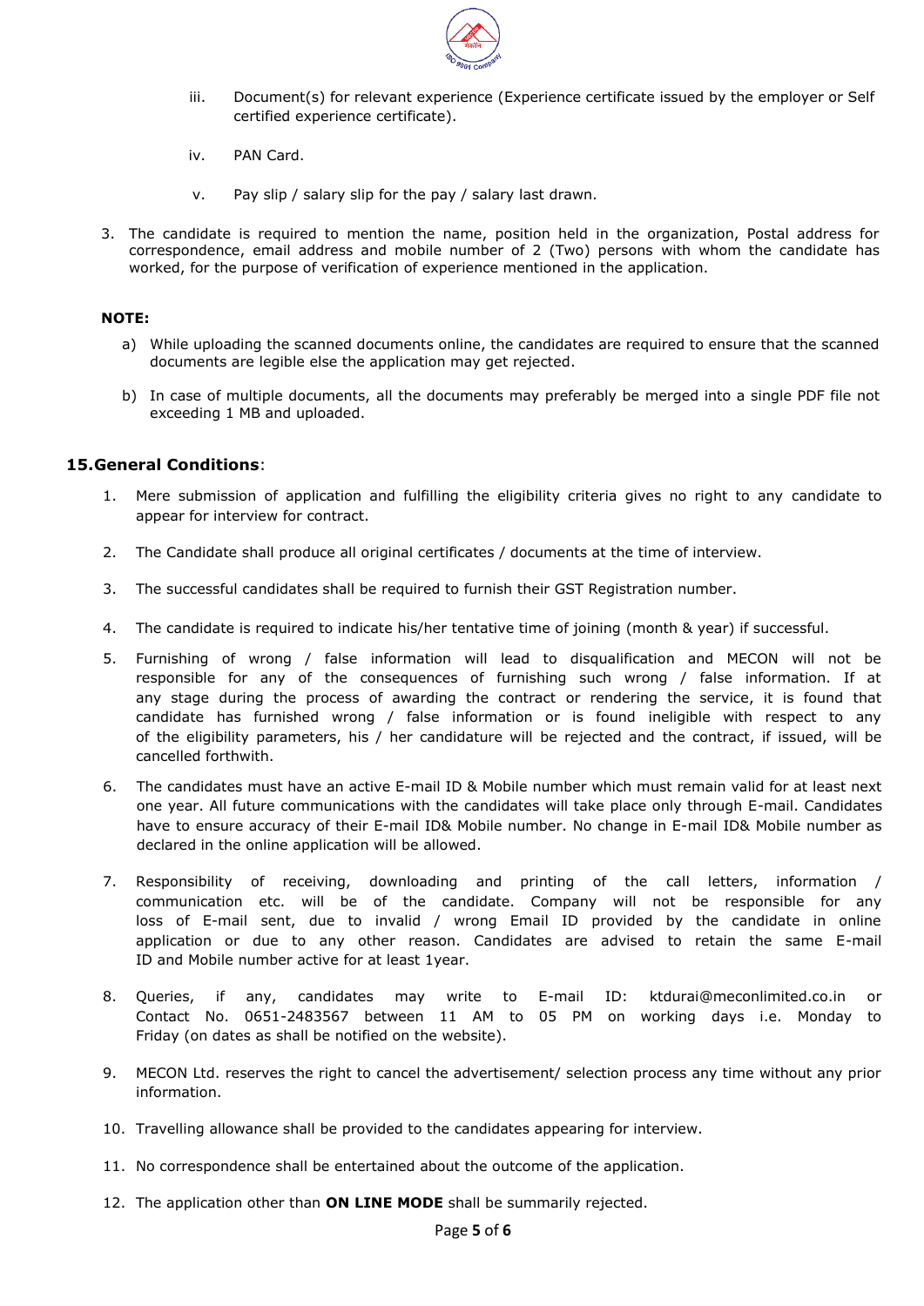iii. Document(s) for relevant experience (Experience certificate issued by the employer or Self certified experience certificate).

iv. PAN Card.

v. Pay slip / salary slip for the pay / salary last drawn.

3. The candidate is required to mention the name, position held in the organization, Postal address for correspondence, email address and mobile number of 2 (Two) persons with whom the candidate has worked, for the purpose of verification of experience mentioned in the application.

**NOTE:**

a) While uploading the scanned documents online, the candidates are required to ensure that the scanned documents are legible else the application may get rejected.

b) In case of multiple documents, all the documents may preferably be merged into a single PDF file not exceeding 1 MB and uploaded.

## 15. General Conditions:

1. Mere submission of application and fulfilling the eligibility criteria gives no right to any candidate to appear for interview for contract.
2. The Candidate shall produce all original certificates / documents at the time of interview.
3. The successful candidates shall be required to furnish their GST Registration number.
4. The candidate is required to indicate his/her tentative time of joining (month & year) if successful.
5. Furnishing of wrong / false information will lead to disqualification and MECON will not be responsible for any of the consequences of furnishing such wrong / false information. If at any stage during the process of awarding the contract or rendering the service, it is found that candidate has furnished wrong / false information or is found ineligible with respect to any of the eligibility parameters, his / her candidature will be rejected and the contract, if issued, will be cancelled forthwith.
6. The candidates must have an active E-mail ID & Mobile number which must remain valid for at least next one year. All future communications with the candidates will take place only through E-mail. Candidates have to ensure accuracy of their E-mail ID& Mobile number. No change in E-mail ID& Mobile number as declared in the online application will be allowed.
7. Responsibility of receiving, downloading and printing of the call letters, information / communication etc. will be of the candidate. Company will not be responsible for any loss of E-mail sent, due to invalid / wrong Email ID provided by the candidate in online application or due to any other reason. Candidates are advised to retain the same E-mail ID and Mobile number active for at least 1year.
8. Queries, if any, candidates may write to E-mail ID: ktdurai@meconlimited.co.in or Contact No. 0651-2483567 between 11 AM to 05 PM on working days i.e. Monday to Friday (on dates as shall be notified on the website).
9. MECON Ltd. reserves the right to cancel the advertisement/ selection process any time without any prior information.
10. Travelling allowance shall be provided to the candidates appearing for interview.
11. No correspondence shall be entertained about the outcome of the application.
12. The application other than **ON LINE MODE** shall be summarily rejected.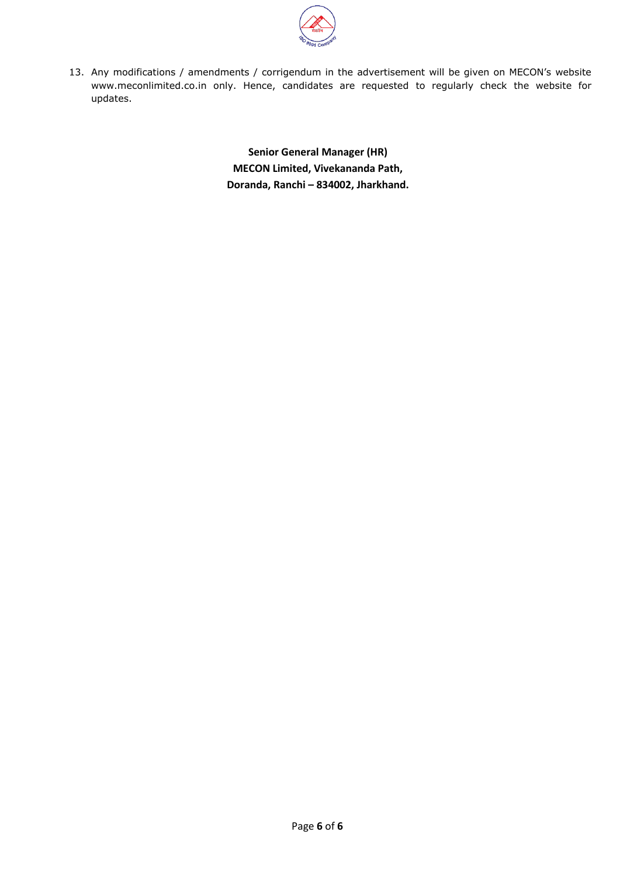13. Any modifications / amendments / corrigendum in the advertisement will be given on MECON's website www.meconlimited.co.in only. Hence, candidates are requested to regularly check the website for updates.

**Senior General Manager (HR)**
**MECON Limited, Vivekananda Path,**
**Doranda, Ranchi – 834002, Jharkhand.**